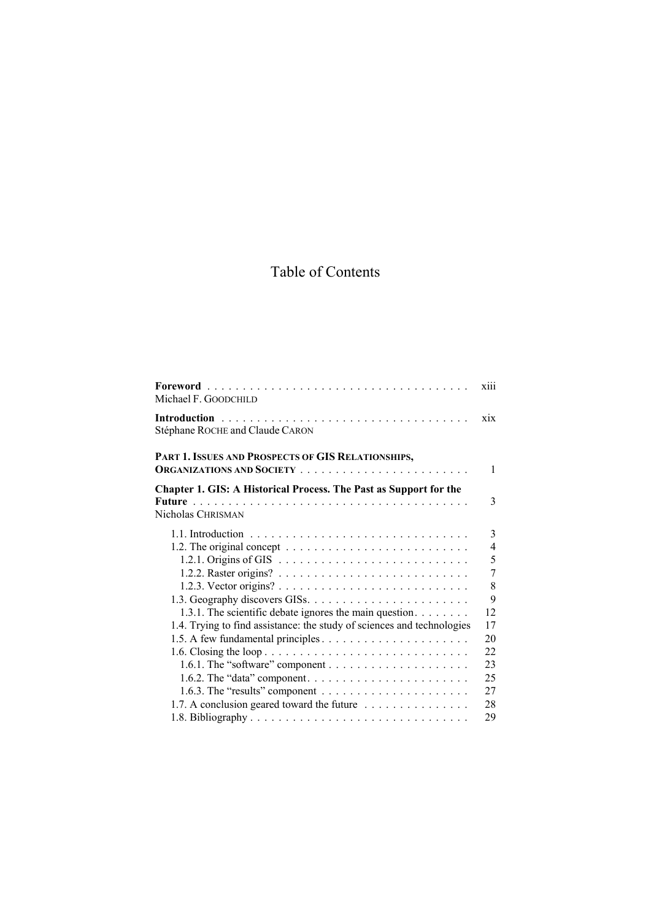# Table of Contents

**Foreword** . . . . . . . . . . . . . . . . . . . . . . . . . . . . . . . . . . . . xiii
Michael F. GOODCHILD

**Introduction** . . . . . . . . . . . . . . . . . . . . . . . . . . . . . . . . . . xix
Stéphane ROCHE and Claude CARON

**PART 1. ISSUES AND PROSPECTS OF GIS RELATIONSHIPS, ORGANIZATIONS AND SOCIETY** . . . . . . . . . . . . . . . . . . . . . . . . 1

**Chapter 1. GIS: A Historical Process. The Past as Support for the Future** . . . . . . . . . . . . . . . . . . . . . . . . . . . . . . . . . . . . . . 3
Nicholas CHRISMAN

- 1.1. Introduction . . . . . . . . . . . . . . . . . . . . . . . . . . . . . . . 3
- 1.2. The original concept . . . . . . . . . . . . . . . . . . . . . . . . . . 4
  - 1.2.1. Origins of GIS . . . . . . . . . . . . . . . . . . . . . . . . . . 5
  - 1.2.2. Raster origins? . . . . . . . . . . . . . . . . . . . . . . . . . . 7
  - 1.2.3. Vector origins? . . . . . . . . . . . . . . . . . . . . . . . . . . 8
- 1.3. Geography discovers GISs. . . . . . . . . . . . . . . . . . . . . . . 9
  - 1.3.1. The scientific debate ignores the main question. . . . . . . . 12
- 1.4. Trying to find assistance: the study of sciences and technologies 17
- 1.5. A few fundamental principles . . . . . . . . . . . . . . . . . . . . 20
- 1.6. Closing the loop . . . . . . . . . . . . . . . . . . . . . . . . . . . . 22
  - 1.6.1. The "software" component . . . . . . . . . . . . . . . . . . . 23
  - 1.6.2. The "data" component. . . . . . . . . . . . . . . . . . . . . . 25
  - 1.6.3. The "results" component . . . . . . . . . . . . . . . . . . . . 27
- 1.7. A conclusion geared toward the future . . . . . . . . . . . . . . . 28
- 1.8. Bibliography . . . . . . . . . . . . . . . . . . . . . . . . . . . . . . 29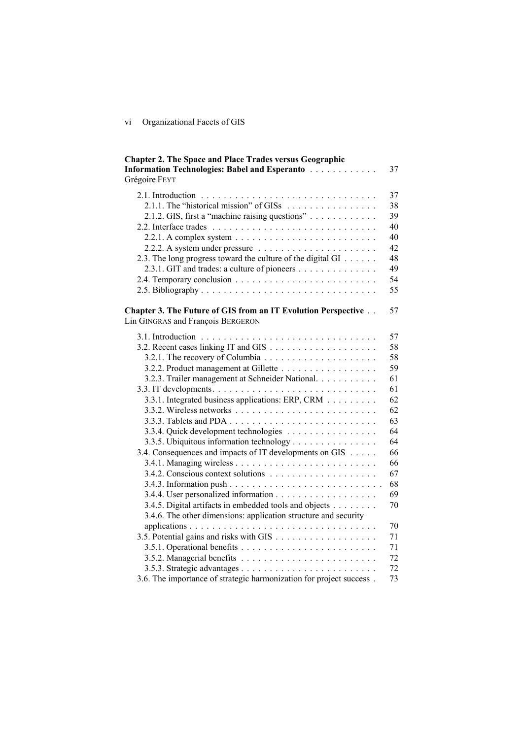**Chapter 2. The Space and Place Trades versus Geographic Information Technologies: Babel and Esperanto** . . . . . . . . . . . . 37
Grégoire FEYT

2.1. Introduction . . . . . . . . . . . . . . . . . . . . . . . . . . . . . . . 37
2.1.1. The "historical mission" of GISs . . . . . . . . . . . . . . . . 38
2.1.2. GIS, first a "machine raising questions" . . . . . . . . . . . . 39
2.2. Interface trades . . . . . . . . . . . . . . . . . . . . . . . . . . . . 40
2.2.1. A complex system . . . . . . . . . . . . . . . . . . . . . . . . 40
2.2.2. A system under pressure . . . . . . . . . . . . . . . . . . . . 42
2.3. The long progress toward the culture of the digital GI . . . . . . 48
2.3.1. GIT and trades: a culture of pioneers . . . . . . . . . . . . . . 49
2.4. Temporary conclusion . . . . . . . . . . . . . . . . . . . . . . . . 54
2.5. Bibliography . . . . . . . . . . . . . . . . . . . . . . . . . . . . . . 55

**Chapter 3. The Future of GIS from an IT Evolution Perspective** . . 57
Lin GINGRAS and François BERGERON

3.1. Introduction . . . . . . . . . . . . . . . . . . . . . . . . . . . . . . . 57
3.2. Recent cases linking IT and GIS . . . . . . . . . . . . . . . . . . . 58
3.2.1. The recovery of Columbia . . . . . . . . . . . . . . . . . . . . 58
3.2.2. Product management at Gillette . . . . . . . . . . . . . . . . . 59
3.2.3. Trailer management at Schneider National. . . . . . . . . . . 61
3.3. IT developments . . . . . . . . . . . . . . . . . . . . . . . . . . . . 61
3.3.1. Integrated business applications: ERP, CRM . . . . . . . . . 62
3.3.2. Wireless networks . . . . . . . . . . . . . . . . . . . . . . . . 62
3.3.3. Tablets and PDA . . . . . . . . . . . . . . . . . . . . . . . . . 63
3.3.4. Quick development technologies . . . . . . . . . . . . . . . . 64
3.3.5. Ubiquitous information technology . . . . . . . . . . . . . . . 64
3.4. Consequences and impacts of IT developments on GIS . . . . . 66
3.4.1. Managing wireless . . . . . . . . . . . . . . . . . . . . . . . . 66
3.4.2. Conscious context solutions . . . . . . . . . . . . . . . . . . . 67
3.4.3. Information push . . . . . . . . . . . . . . . . . . . . . . . . . 68
3.4.4. User personalized information . . . . . . . . . . . . . . . . . . 69
3.4.5. Digital artifacts in embedded tools and objects . . . . . . . . 70
3.4.6. The other dimensions: application structure and security applications . . . . . . . . . . . . . . . . . . . . . . . . . . . . . . . . 70
3.5. Potential gains and risks with GIS . . . . . . . . . . . . . . . . . . 71
3.5.1. Operational benefits . . . . . . . . . . . . . . . . . . . . . . . . 71
3.5.2. Managerial benefits . . . . . . . . . . . . . . . . . . . . . . . . 72
3.5.3. Strategic advantages . . . . . . . . . . . . . . . . . . . . . . . . 72
3.6. The importance of strategic harmonization for project success . 73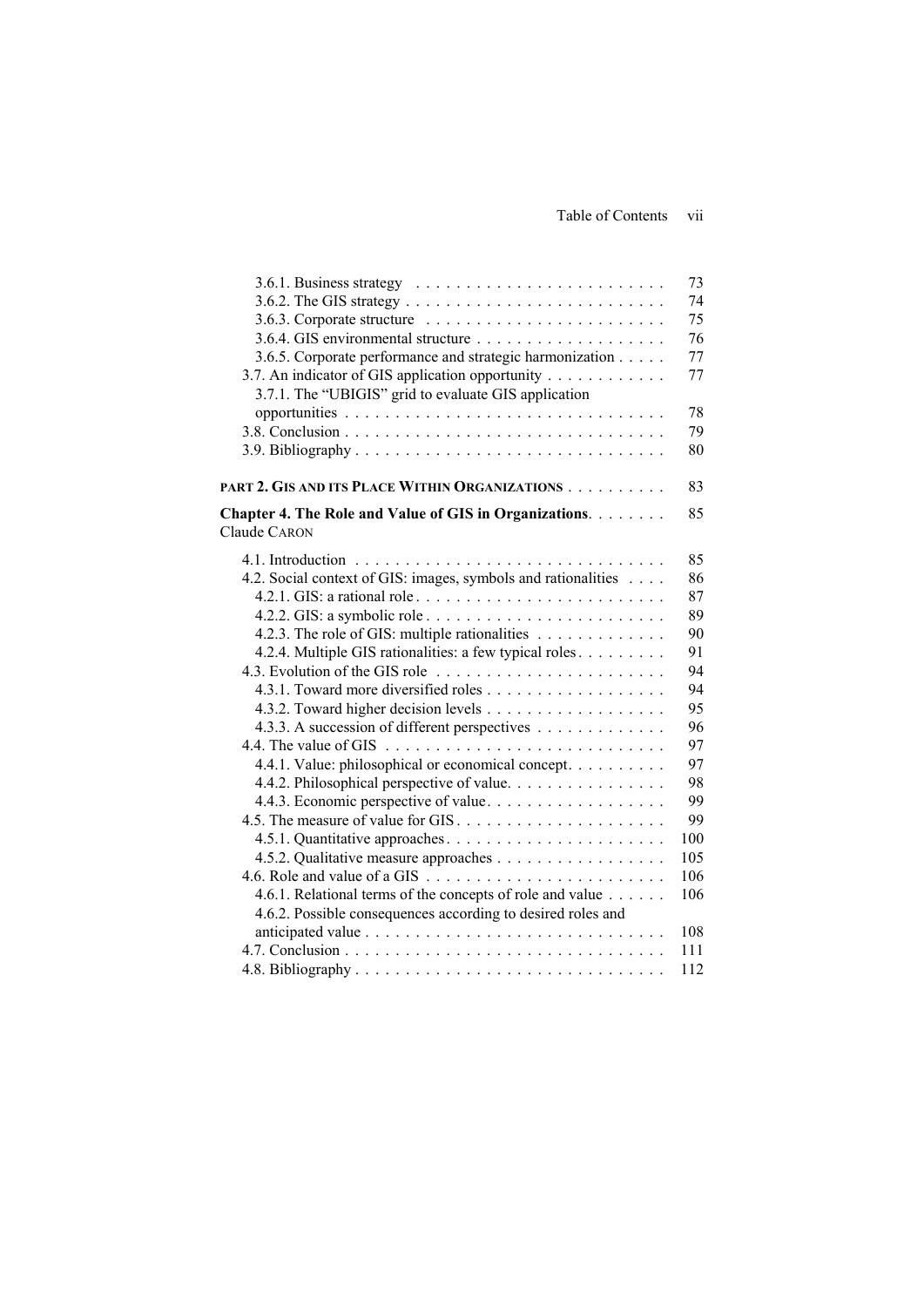3.6.1. Business strategy . . . . . . . . . . . . . . . . . . . . . . . . . 73
3.6.2. The GIS strategy . . . . . . . . . . . . . . . . . . . . . . . . . . 74
3.6.3. Corporate structure . . . . . . . . . . . . . . . . . . . . . . . . 75
3.6.4. GIS environmental structure . . . . . . . . . . . . . . . . . . . 76
3.6.5. Corporate performance and strategic harmonization . . . . . 77
3.7. An indicator of GIS application opportunity . . . . . . . . . . . 77
3.7.1. The "UBIGIS" grid to evaluate GIS application opportunities . . . . . . . . . . . . . . . . . . . . . . . . . . . . . . . . 78
3.8. Conclusion . . . . . . . . . . . . . . . . . . . . . . . . . . . . . . . 79
3.9. Bibliography . . . . . . . . . . . . . . . . . . . . . . . . . . . . . . 80

**PART 2. GIS AND ITS PLACE WITHIN ORGANIZATIONS** . . . . . . . . . . 83

**Chapter 4. The Role and Value of GIS in Organizations**. . . . . . . . 85
Claude CARON

4.1. Introduction . . . . . . . . . . . . . . . . . . . . . . . . . . . . . . 85
4.2. Social context of GIS: images, symbols and rationalities . . . . 86
4.2.1. GIS: a rational role . . . . . . . . . . . . . . . . . . . . . . . . 87
4.2.2. GIS: a symbolic role . . . . . . . . . . . . . . . . . . . . . . . . 89
4.2.3. The role of GIS: multiple rationalities . . . . . . . . . . . . . 90
4.2.4. Multiple GIS rationalities: a few typical roles . . . . . . . . . 91
4.3. Evolution of the GIS role . . . . . . . . . . . . . . . . . . . . . . . 94
4.3.1. Toward more diversified roles . . . . . . . . . . . . . . . . . . 94
4.3.2. Toward higher decision levels . . . . . . . . . . . . . . . . . . 95
4.3.3. A succession of different perspectives . . . . . . . . . . . . . 96
4.4. The value of GIS . . . . . . . . . . . . . . . . . . . . . . . . . . . . 97
4.4.1. Value: philosophical or economical concept. . . . . . . . . . 97
4.4.2. Philosophical perspective of value. . . . . . . . . . . . . . . . 98
4.4.3. Economic perspective of value. . . . . . . . . . . . . . . . . . 99
4.5. The measure of value for GIS . . . . . . . . . . . . . . . . . . . . . 99
4.5.1. Quantitative approaches . . . . . . . . . . . . . . . . . . . . . . 100
4.5.2. Qualitative measure approaches . . . . . . . . . . . . . . . . . 105
4.6. Role and value of a GIS . . . . . . . . . . . . . . . . . . . . . . . . 106
4.6.1. Relational terms of the concepts of role and value . . . . . . 106
4.6.2. Possible consequences according to desired roles and anticipated value . . . . . . . . . . . . . . . . . . . . . . . . . . . . . 108
4.7. Conclusion . . . . . . . . . . . . . . . . . . . . . . . . . . . . . . . 111
4.8. Bibliography . . . . . . . . . . . . . . . . . . . . . . . . . . . . . . 112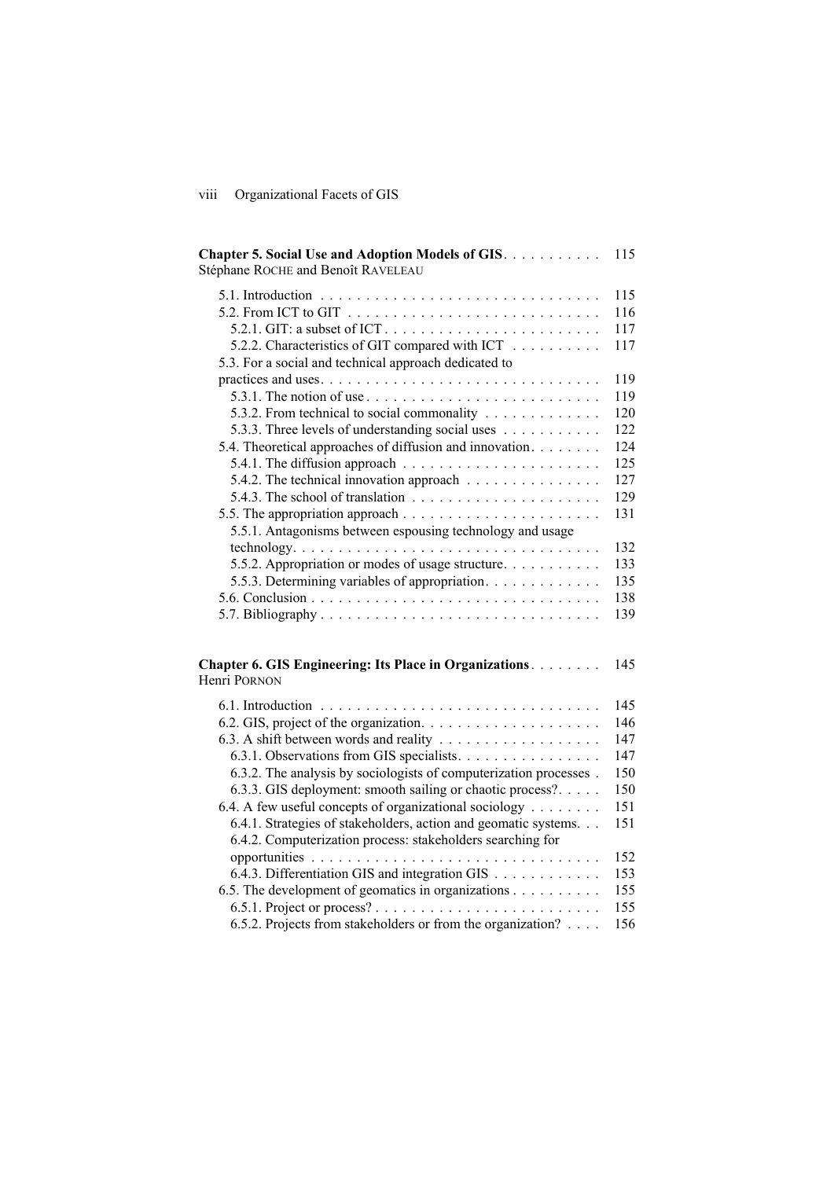**Chapter 5. Social Use and Adoption Models of GIS** . . . . . . . . . . 115
Stéphane ROCHE and Benoît RAVELEAU

5.1. Introduction . . . . . . . . . . . . . . . . . . . . . . . . . . . . . . . 115
5.2. From ICT to GIT . . . . . . . . . . . . . . . . . . . . . . . . . . . . 116
 5.2.1. GIT: a subset of ICT . . . . . . . . . . . . . . . . . . . . . . . . 117
 5.2.2. Characteristics of GIT compared with ICT . . . . . . . . . . 117
5.3. For a social and technical approach dedicated to practices and uses. . . . . . . . . . . . . . . . . . . . . . . . . . . . . . . 119
 5.3.1. The notion of use . . . . . . . . . . . . . . . . . . . . . . . . . 119
 5.3.2. From technical to social commonality . . . . . . . . . . . . . 120
 5.3.3. Three levels of understanding social uses . . . . . . . . . . . 122
5.4. Theoretical approaches of diffusion and innovation. . . . . . . . 124
 5.4.1. The diffusion approach . . . . . . . . . . . . . . . . . . . . . . 125
 5.4.2. The technical innovation approach . . . . . . . . . . . . . . . 127
 5.4.3. The school of translation . . . . . . . . . . . . . . . . . . . . . 129
5.5. The appropriation approach . . . . . . . . . . . . . . . . . . . . . . 131
 5.5.1. Antagonisms between espousing technology and usage technology. . . . . . . . . . . . . . . . . . . . . . . . . . . . . . . . . 132
 5.5.2. Appropriation or modes of usage structure. . . . . . . . . . . 133
 5.5.3. Determining variables of appropriation. . . . . . . . . . . . . 135
5.6. Conclusion . . . . . . . . . . . . . . . . . . . . . . . . . . . . . . . . 138
5.7. Bibliography . . . . . . . . . . . . . . . . . . . . . . . . . . . . . . . 139

**Chapter 6. GIS Engineering: Its Place in Organizations**. . . . . . . . 145
Henri PORNON

6.1. Introduction . . . . . . . . . . . . . . . . . . . . . . . . . . . . . . . 145
6.2. GIS, project of the organization. . . . . . . . . . . . . . . . . . . . 146
6.3. A shift between words and reality . . . . . . . . . . . . . . . . . . 147
 6.3.1. Observations from GIS specialists. . . . . . . . . . . . . . . . 147
 6.3.2. The analysis by sociologists of computerization processes . 150
 6.3.3. GIS deployment: smooth sailing or chaotic process?. . . . . 150
6.4. A few useful concepts of organizational sociology . . . . . . . . 151
 6.4.1. Strategies of stakeholders, action and geomatic systems. . . 151
 6.4.2. Computerization process: stakeholders searching for opportunities . . . . . . . . . . . . . . . . . . . . . . . . . . . . . . . 152
 6.4.3. Differentiation GIS and integration GIS . . . . . . . . . . . . 153
6.5. The development of geomatics in organizations . . . . . . . . . . 155
 6.5.1. Project or process? . . . . . . . . . . . . . . . . . . . . . . . . . 155
 6.5.2. Projects from stakeholders or from the organization? . . . . 156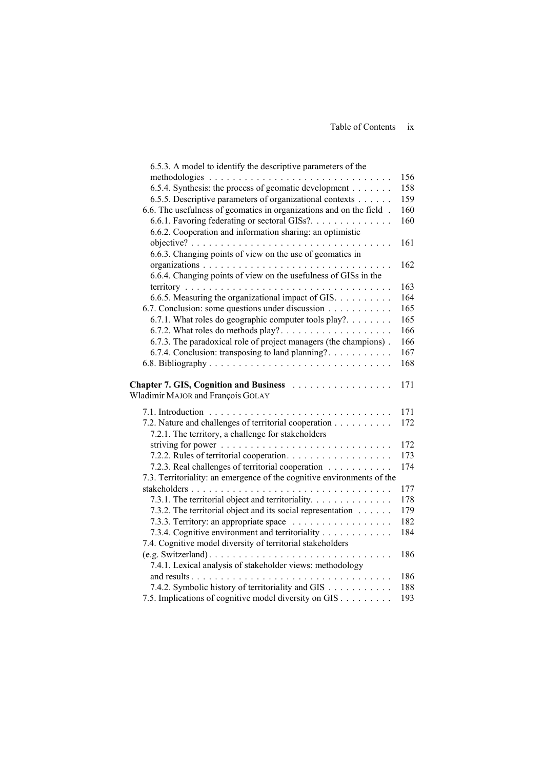6.5.3. A model to identify the descriptive parameters of the methodologies . . . . . . . . . . . . . . . . . . . . . . . . . . . . . . . 156
6.5.4. Synthesis: the process of geomatic development . . . . . . . 158
6.5.5. Descriptive parameters of organizational contexts . . . . . . 159
6.6. The usefulness of geomatics in organizations and on the field . 160
6.6.1. Favoring federating or sectoral GISs?. . . . . . . . . . . . . 160
6.6.2. Cooperation and information sharing: an optimistic objective? . . . . . . . . . . . . . . . . . . . . . . . . . . . . . . . . . . 161
6.6.3. Changing points of view on the use of geomatics in organizations . . . . . . . . . . . . . . . . . . . . . . . . . . . . . . . . 162
6.6.4. Changing points of view on the usefulness of GISs in the territory . . . . . . . . . . . . . . . . . . . . . . . . . . . . . . . . . . 163
6.6.5. Measuring the organizational impact of GIS. . . . . . . . . 164
6.7. Conclusion: some questions under discussion . . . . . . . . . . 165
6.7.1. What roles do geographic computer tools play?. . . . . . . . 165
6.7.2. What roles do methods play?. . . . . . . . . . . . . . . . . . . 166
6.7.3. The paradoxical role of project managers (the champions) . 166
6.7.4. Conclusion: transposing to land planning? . . . . . . . . . . 167
6.8. Bibliography . . . . . . . . . . . . . . . . . . . . . . . . . . . . . . 168

**Chapter 7. GIS, Cognition and Business** . . . . . . . . . . . . . . . . 171
Wladimir MAJOR and François GOLAY

7.1. Introduction . . . . . . . . . . . . . . . . . . . . . . . . . . . . . . 171
7.2. Nature and challenges of territorial cooperation . . . . . . . . . 172
7.2.1. The territory, a challenge for stakeholders striving for power . . . . . . . . . . . . . . . . . . . . . . . . . . . . 172
7.2.2. Rules of territorial cooperation. . . . . . . . . . . . . . . . . . 173
7.2.3. Real challenges of territorial cooperation . . . . . . . . . . . 174
7.3. Territoriality: an emergence of the cognitive environments of the stakeholders . . . . . . . . . . . . . . . . . . . . . . . . . . . . . . . . . 177
7.3.1. The territorial object and territoriality. . . . . . . . . . . . . 178
7.3.2. The territorial object and its social representation . . . . . . 179
7.3.3. Territory: an appropriate space . . . . . . . . . . . . . . . . . 182
7.3.4. Cognitive environment and territoriality . . . . . . . . . . . . 184
7.4. Cognitive model diversity of territorial stakeholders (e.g. Switzerland). . . . . . . . . . . . . . . . . . . . . . . . . . . . . . . 186
7.4.1. Lexical analysis of stakeholder views: methodology and results . . . . . . . . . . . . . . . . . . . . . . . . . . . . . . . . . . 186
7.4.2. Symbolic history of territoriality and GIS . . . . . . . . . . . 188
7.5. Implications of cognitive model diversity on GIS . . . . . . . . . 193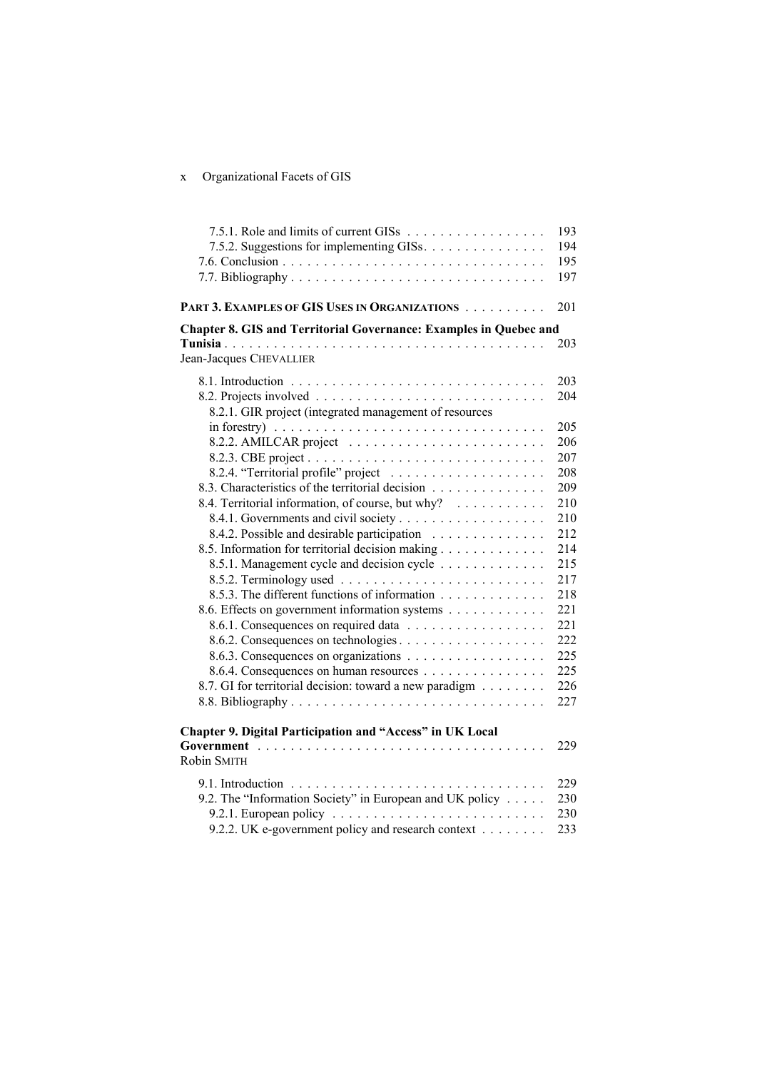7.5.1. Role and limits of current GISs . . . . . . . . . . . . . . . . . 193
7.5.2. Suggestions for implementing GISs. . . . . . . . . . . . . . . 194
7.6. Conclusion . . . . . . . . . . . . . . . . . . . . . . . . . . . . . . . . 195
7.7. Bibliography . . . . . . . . . . . . . . . . . . . . . . . . . . . . . . . 197

**PART 3. EXAMPLES OF GIS USES IN ORGANIZATIONS** . . . . . . . . . . 201

**Chapter 8. GIS and Territorial Governance: Examples in Quebec and Tunisia** . . . . . . . . . . . . . . . . . . . . . . . . . . . . . . . . . . . . . . 203
Jean-Jacques CHEVALLIER

8.1. Introduction . . . . . . . . . . . . . . . . . . . . . . . . . . . . . . . 203
8.2. Projects involved . . . . . . . . . . . . . . . . . . . . . . . . . . . . 204
8.2.1. GIR project (integrated management of resources in forestry) . . . . . . . . . . . . . . . . . . . . . . . . . . . . . . . . . 205
8.2.2. AMILCAR project . . . . . . . . . . . . . . . . . . . . . . . . 206
8.2.3. CBE project . . . . . . . . . . . . . . . . . . . . . . . . . . . . . 207
8.2.4. "Territorial profile" project . . . . . . . . . . . . . . . . . . . 208
8.3. Characteristics of the territorial decision . . . . . . . . . . . . . 209
8.4. Territorial information, of course, but why? . . . . . . . . . . . 210
8.4.1. Governments and civil society . . . . . . . . . . . . . . . . . 210
8.4.2. Possible and desirable participation . . . . . . . . . . . . . 212
8.5. Information for territorial decision making . . . . . . . . . . . . 214
8.5.1. Management cycle and decision cycle . . . . . . . . . . . . 215
8.5.2. Terminology used . . . . . . . . . . . . . . . . . . . . . . . . . 217
8.5.3. The different functions of information . . . . . . . . . . . . 218
8.6. Effects on government information systems . . . . . . . . . . . 221
8.6.1. Consequences on required data . . . . . . . . . . . . . . . . 221
8.6.2. Consequences on technologies . . . . . . . . . . . . . . . . . 222
8.6.3. Consequences on organizations . . . . . . . . . . . . . . . . 225
8.6.4. Consequences on human resources . . . . . . . . . . . . . . 225
8.7. GI for territorial decision: toward a new paradigm . . . . . . . . 226
8.8. Bibliography . . . . . . . . . . . . . . . . . . . . . . . . . . . . . . . 227

**Chapter 9. Digital Participation and "Access" in UK Local Government** . . . . . . . . . . . . . . . . . . . . . . . . . . . . . . . . . . . 229
Robin SMITH

9.1. Introduction . . . . . . . . . . . . . . . . . . . . . . . . . . . . . . . 229
9.2. The "Information Society" in European and UK policy . . . . . 230
9.2.1. European policy . . . . . . . . . . . . . . . . . . . . . . . . . . 230
9.2.2. UK e-government policy and research context . . . . . . . . 233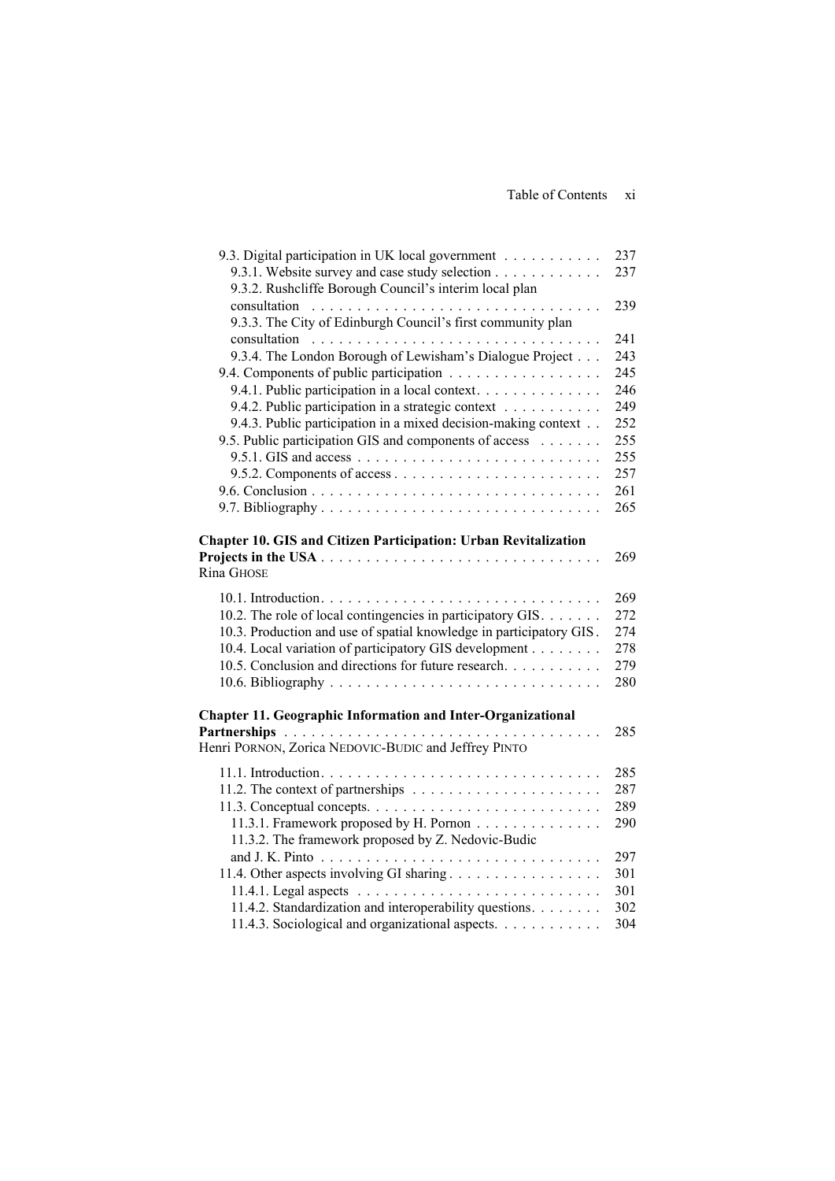9.3. Digital participation in UK local government . . . . . . . . . . . 237
9.3.1. Website survey and case study selection . . . . . . . . . . . . 237
9.3.2. Rushcliffe Borough Council's interim local plan consultation . . . . . . . . . . . . . . . . . . . . . . . . . . . . . . . . 239
9.3.3. The City of Edinburgh Council's first community plan consultation . . . . . . . . . . . . . . . . . . . . . . . . . . . . . . . . 241
9.3.4. The London Borough of Lewisham's Dialogue Project . . . 243
9.4. Components of public participation . . . . . . . . . . . . . . . . . 245
9.4.1. Public participation in a local context. . . . . . . . . . . . . . 246
9.4.2. Public participation in a strategic context . . . . . . . . . . . 249
9.4.3. Public participation in a mixed decision-making context . . 252
9.5. Public participation GIS and components of access . . . . . . . 255
9.5.1. GIS and access . . . . . . . . . . . . . . . . . . . . . . . . . . . 255
9.5.2. Components of access . . . . . . . . . . . . . . . . . . . . . . . 257
9.6. Conclusion . . . . . . . . . . . . . . . . . . . . . . . . . . . . . . . . 261
9.7. Bibliography . . . . . . . . . . . . . . . . . . . . . . . . . . . . . . . 265

**Chapter 10. GIS and Citizen Participation: Urban Revitalization Projects in the USA** . . . . . . . . . . . . . . . . . . . . . . . . . . . . . . 269
Rina GHOSE

10.1. Introduction. . . . . . . . . . . . . . . . . . . . . . . . . . . . . . . 269
10.2. The role of local contingencies in participatory GIS. . . . . . . 272
10.3. Production and use of spatial knowledge in participatory GIS. 274
10.4. Local variation of participatory GIS development . . . . . . . . 278
10.5. Conclusion and directions for future research. . . . . . . . . . . 279
10.6. Bibliography . . . . . . . . . . . . . . . . . . . . . . . . . . . . . . 280

**Chapter 11. Geographic Information and Inter-Organizational Partnerships** . . . . . . . . . . . . . . . . . . . . . . . . . . . . . . . . . . . 285
Henri PORNON, Zorica NEDOVIC-BUDIC and Jeffrey PINTO

11.1. Introduction. . . . . . . . . . . . . . . . . . . . . . . . . . . . . . . 285
11.2. The context of partnerships . . . . . . . . . . . . . . . . . . . . . 287
11.3. Conceptual concepts. . . . . . . . . . . . . . . . . . . . . . . . . . 289
11.3.1. Framework proposed by H. Pornon . . . . . . . . . . . . . . 290
11.3.2. The framework proposed by Z. Nedovic-Budic and J. K. Pinto . . . . . . . . . . . . . . . . . . . . . . . . . . . . . . . 297
11.4. Other aspects involving GI sharing . . . . . . . . . . . . . . . . . 301
11.4.1. Legal aspects . . . . . . . . . . . . . . . . . . . . . . . . . . . 301
11.4.2. Standardization and interoperability questions. . . . . . . . 302
11.4.3. Sociological and organizational aspects. . . . . . . . . . . . 304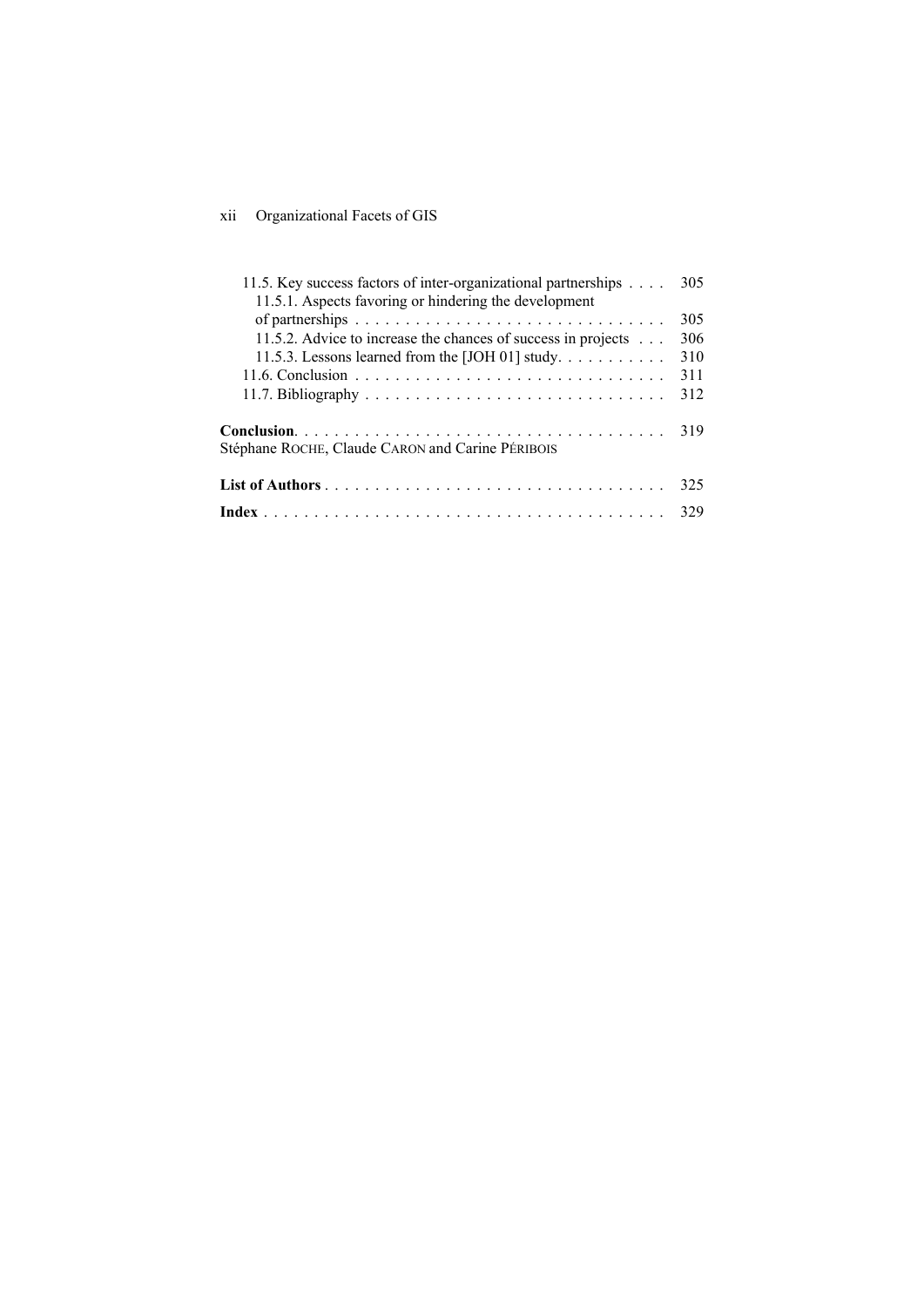11.5. Key success factors of inter-organizational partnerships . . . . 305
  11.5.1. Aspects favoring or hindering the development of partnerships . . . . . . . . . . . . . . . . . . . . . . . . . . . . . . . 305
  11.5.2. Advice to increase the chances of success in projects . . . 306
  11.5.3. Lessons learned from the [JOH 01] study. . . . . . . . . . . 310
11.6. Conclusion . . . . . . . . . . . . . . . . . . . . . . . . . . . . . . . 311
11.7. Bibliography . . . . . . . . . . . . . . . . . . . . . . . . . . . . . . 312

**Conclusion**. . . . . . . . . . . . . . . . . . . . . . . . . . . . . . . . . . . . 319
Stéphane ROCHE, Claude CARON and Carine PÉRIBOIS

**List of Authors** . . . . . . . . . . . . . . . . . . . . . . . . . . . . . . . . . 325

**Index** . . . . . . . . . . . . . . . . . . . . . . . . . . . . . . . . . . . . . . . 329